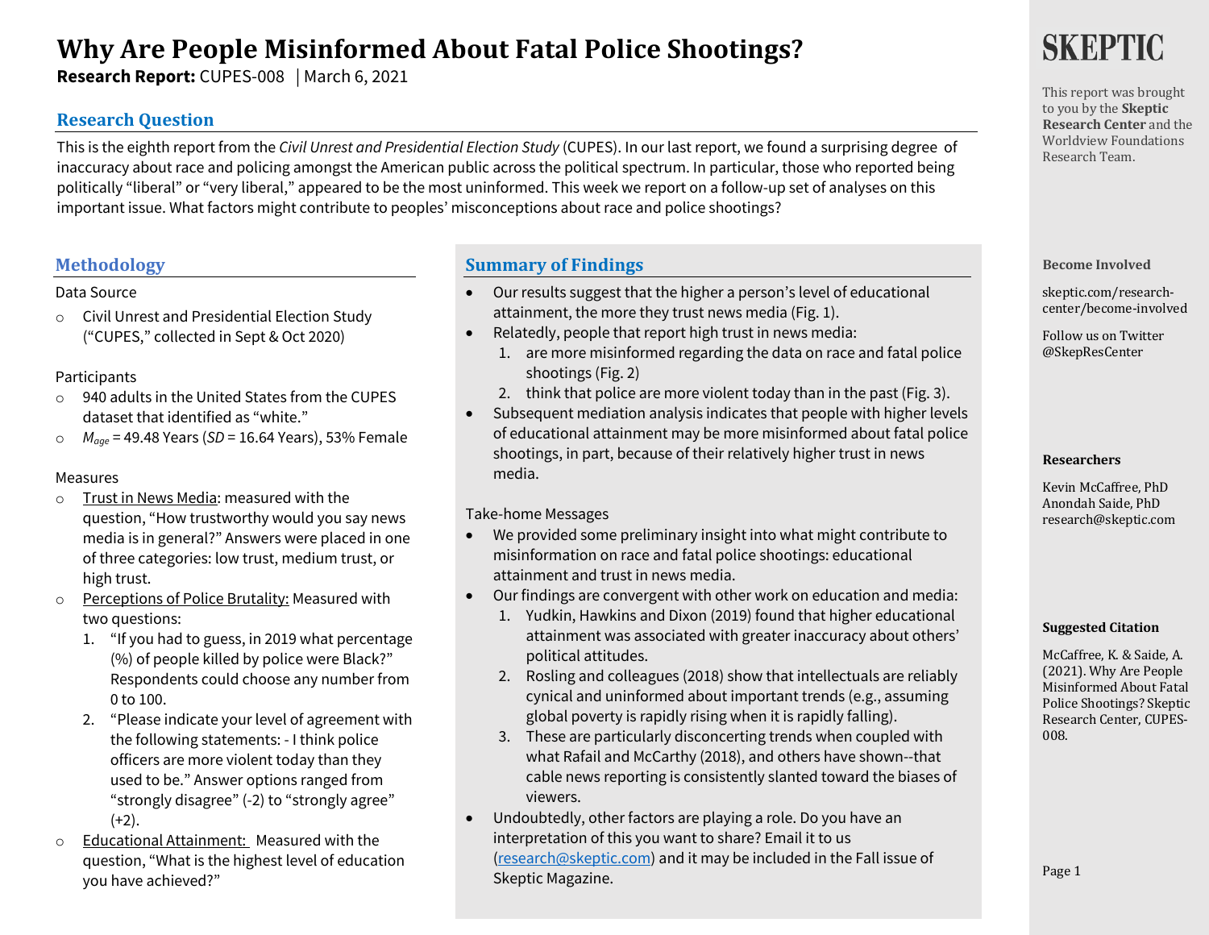# Why Are People Misinformed About Fatal Police Shootings?

**Research Report:** CUPES-008 | March 6, 2021

## Research Question

This is the eighth report from the *Civil Unrest and Presidential Election Study* (CUPES). In our last report, we found a surprising degree of inaccuracy about race and policing amongst the American public across the political spectrum. In particular, those who reported being politically "liberal" or "very liberal," appeared to be the most uninformed. This week we report on a follow-up set of analyses on this important issue. What factors might contribute to peoples' misconceptions about race and police shootings?

## Methodology

Data Source

- Civil Unrest and Presidential Election Study ("CUPES," collected in Sept & Oct 2020)

Participants

- 940 adults in the United States from the CUPES dataset that identified as "white."
- $M_{age}$ = 49.48 Years (*SD* = 16.64 Years), 53% Female

Measures

- Trust in News Media: measured with the question, "How trustworthy would you say news media is in general?" Answers were placed in one of three categories: low trust, medium trust, or high trust.
- Perceptions of Police Brutality: Measured with two questions:
  1. "If you had to guess, in 2019 what percentage (%) of people killed by police were Black?" Respondents could choose any number from 0 to 100.
  2. "Please indicate your level of agreement with the following statements: - I think police officers are more violent today than they used to be." Answer options ranged from "strongly disagree" (-2) to "strongly agree" (+2).
- Educational Attainment: Measured with the question, "What is the highest level of education you have achieved?"

## Summary of Findings

- Our results suggest that the higher a person's level of educational attainment, the more they trust news media (Fig. 1).
- Relatedly, people that report high trust in news media:
  1. are more misinformed regarding the data on race and fatal police shootings (Fig. 2)
  2. think that police are more violent today than in the past (Fig. 3).
- Subsequent mediation analysis indicates that people with higher levels of educational attainment may be more misinformed about fatal police shootings, in part, because of their relatively higher trust in news media.

Take-home Messages

- We provided some preliminary insight into what might contribute to misinformation on race and fatal police shootings: educational attainment and trust in news media.
- Our findings are convergent with other work on education and media:
  1. Yudkin, Hawkins and Dixon (2019) found that higher educational attainment was associated with greater inaccuracy about others' political attitudes.
  2. Rosling and colleagues (2018) show that intellectuals are reliably cynical and uninformed about important trends (e.g., assuming global poverty is rapidly rising when it is rapidly falling).
  3. These are particularly disconcerting trends when coupled with what Rafail and McCarthy (2018), and others have shown--that cable news reporting is consistently slanted toward the biases of viewers.
- Undoubtedly, other factors are playing a role. Do you have an interpretation of this you want to share? Email it to us (research@skeptic.com) and it may be included in the Fall issue of Skeptic Magazine.

---

**SKEPTIC**

This report was brought to you by the **Skeptic Research Center** and the Worldview Foundations Research Team.

**Become Involved**

skeptic.com/research-center/become-involved

Follow us on Twitter @SkepResCenter

**Researchers**

Kevin McCaffree, PhD
Anondah Saide, PhD
research@skeptic.com

**Suggested Citation**

McCaffree, K. & Saide, A. (2021). Why Are People Misinformed About Fatal Police Shootings? Skeptic Research Center, CUPES-008.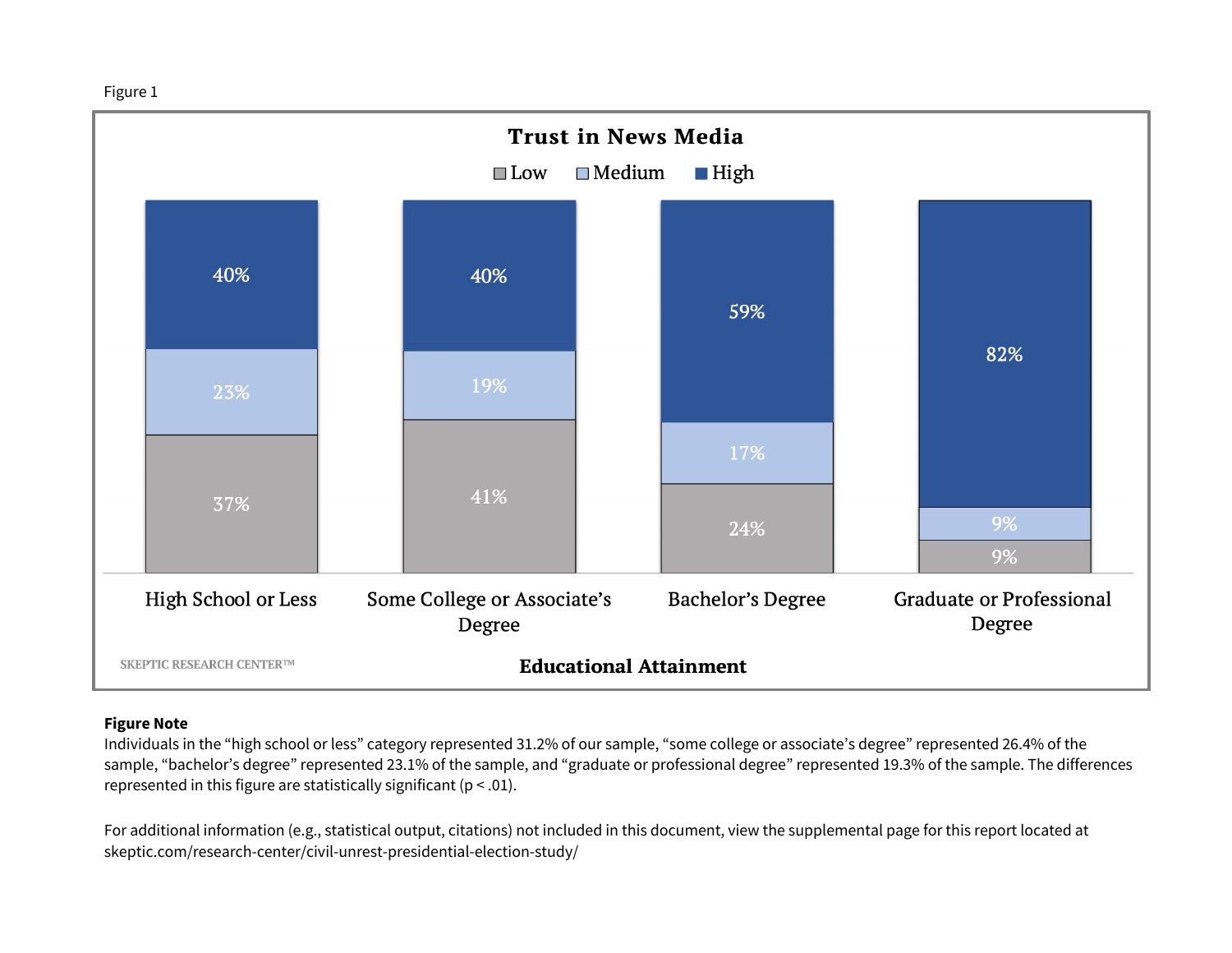Figure 1

**Trust in News Media**

| Educational Attainment | Low | Medium | High |
|---|---|---|---|
| High School or Less | 37% | 23% | 40% |
| Some College or Associate's Degree | 41% | 19% | 40% |
| Bachelor's Degree | 24% | 17% | 59% |
| Graduate or Professional Degree | 9% | 9% | 82% |

SKEPTIC RESEARCH CENTER™

**Figure Note**

Individuals in the "high school or less" category represented 31.2% of our sample, "some college or associate's degree" represented 26.4% of the sample, "bachelor's degree" represented 23.1% of the sample, and "graduate or professional degree" represented 19.3% of the sample. The differences represented in this figure are statistically significant ($p < .01$).

For additional information (e.g., statistical output, citations) not included in this document, view the supplemental page for this report located at skeptic.com/research-center/civil-unrest-presidential-election-study/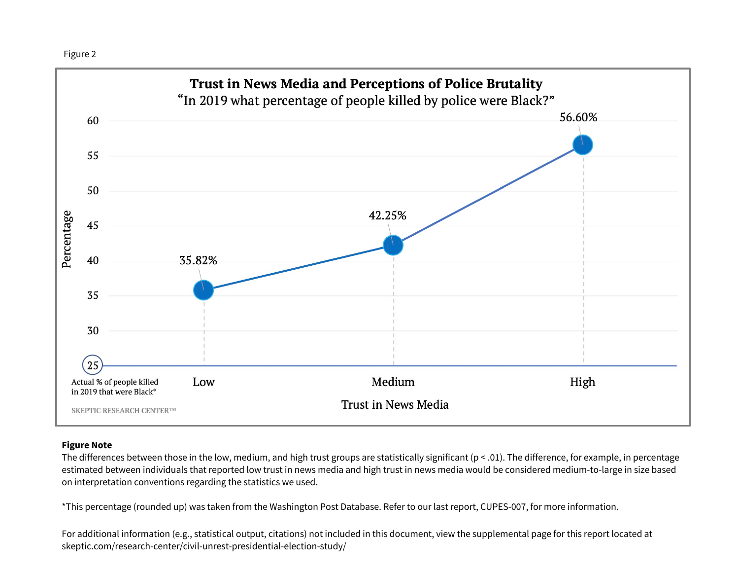Figure 2

**Trust in News Media and Perceptions of Police Brutality**

"In 2019 what percentage of people killed by police were Black?"

| Trust in News Media | Percentage |
|---|---|
| Low | 35.82% |
| Medium | 42.25% |
| High | 56.60% |

Actual % of people killed in 2019 that were Black*: 25

SKEPTIC RESEARCH CENTER™

**Figure Note**

The differences between those in the low, medium, and high trust groups are statistically significant ($p < .01$). The difference, for example, in percentage estimated between individuals that reported low trust in news media and high trust in news media would be considered medium-to-large in size based on interpretation conventions regarding the statistics we used.

*This percentage (rounded up) was taken from the Washington Post Database. Refer to our last report, CUPES-007, for more information.

For additional information (e.g., statistical output, citations) not included in this document, view the supplemental page for this report located at skeptic.com/research-center/civil-unrest-presidential-election-study/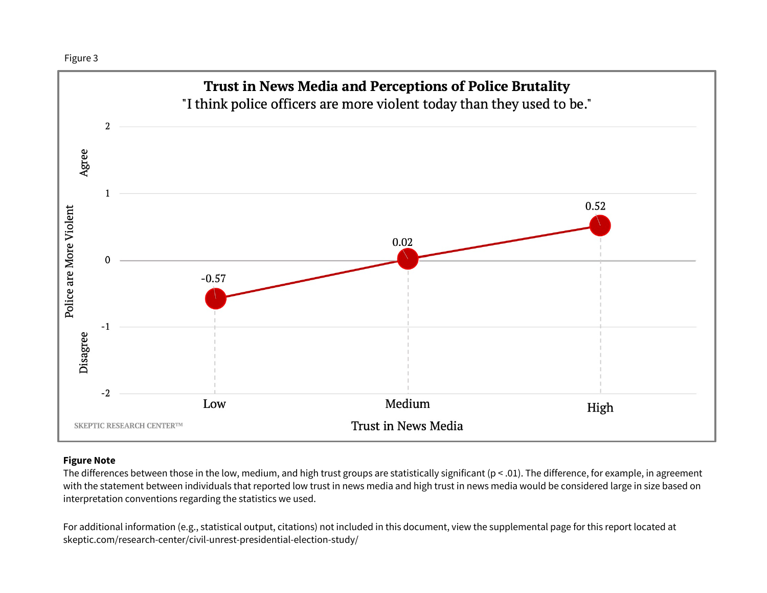Figure 3

**Trust in News Media and Perceptions of Police Brutality**

"I think police officers are more violent today than they used to be."

Police are More Violent

Agree

Disagree

2

1

0

-1

-2

-0.57

0.02

0.52

Low

Medium

High

Trust in News Media

SKEPTIC RESEARCH CENTER™

**Figure Note**

The differences between those in the low, medium, and high trust groups are statistically significant ($p < .01$). The difference, for example, in agreement with the statement between individuals that reported low trust in news media and high trust in news media would be considered large in size based on interpretation conventions regarding the statistics we used.

For additional information (e.g., statistical output, citations) not included in this document, view the supplemental page for this report located at skeptic.com/research-center/civil-unrest-presidential-election-study/